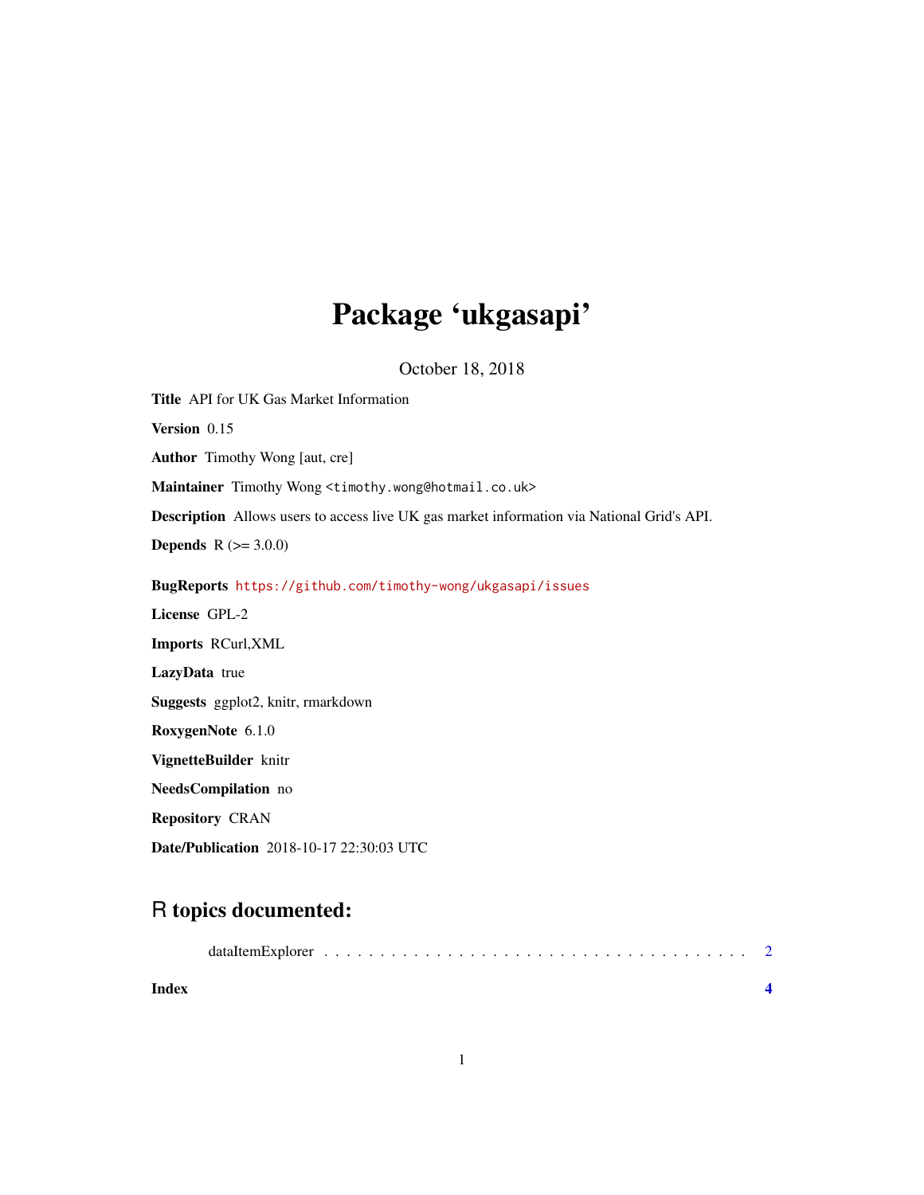# Package 'ukgasapi'

October 18, 2018

**Title** API for UK Gas Market Information

**Version** 0.15

**Author** Timothy Wong [aut, cre]

**Maintainer** Timothy Wong <timothy.wong@hotmail.co.uk>

**Description** Allows users to access live UK gas market information via National Grid's API.

**Depends** R (>= 3.0.0)

**BugReports** https://github.com/timothy-wong/ukgasapi/issues

**License** GPL-2

**Imports** RCurl,XML

**LazyData** true

**Suggests** ggplot2, knitr, rmarkdown

**RoxygenNote** 6.1.0

**VignetteBuilder** knitr

**NeedsCompilation** no

**Repository** CRAN

**Date/Publication** 2018-10-17 22:30:03 UTC

## R topics documented:

dataItemExplorer . . . . . . . . . . . . . . . . . . . . . . . . . . . . . . . . . . . . . . 2

**Index** **4**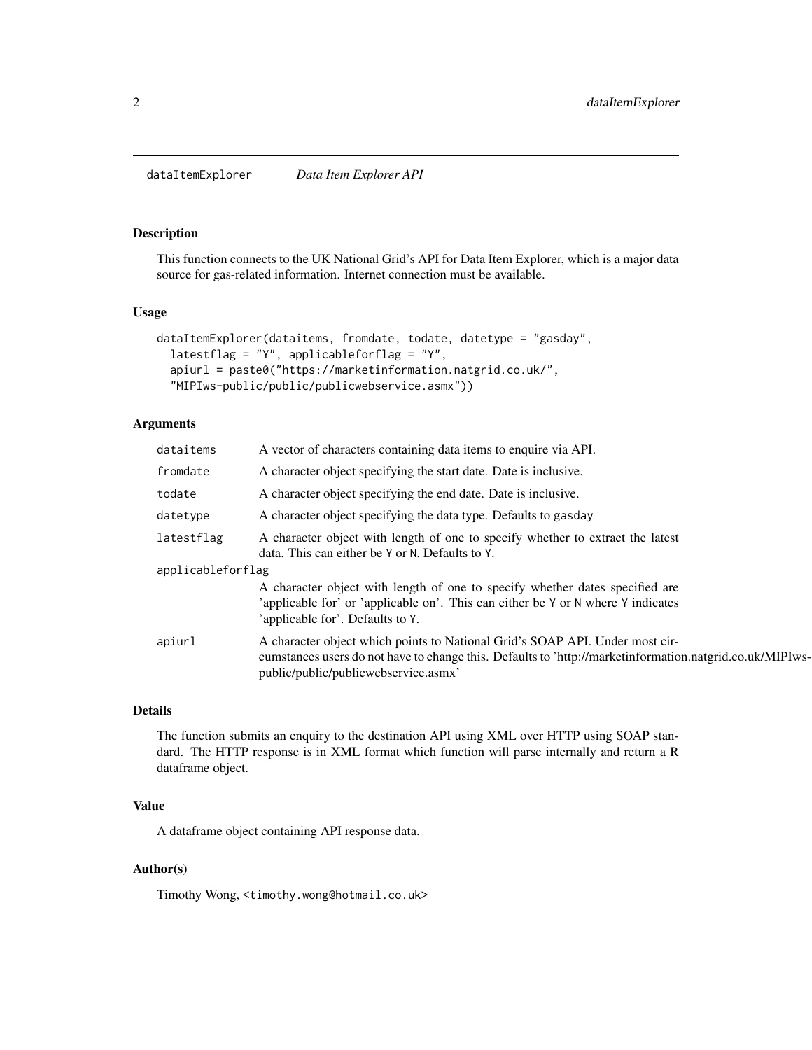## dataItemExplorer — *Data Item Explorer API*

### Description

This function connects to the UK National Grid's API for Data Item Explorer, which is a major data source for gas-related information. Internet connection must be available.

### Usage

```
dataItemExplorer(dataitems, fromdate, todate, datetype = "gasday",
  latestflag = "Y", applicableforflag = "Y",
  apiurl = paste0("https://marketinformation.natgrid.co.uk/",
  "MIPIws-public/public/publicwebservice.asmx"))
```

### Arguments

| Argument | Description |
|---|---|
| `dataitems` | A vector of characters containing data items to enquire via API. |
| `fromdate` | A character object specifying the start date. Date is inclusive. |
| `todate` | A character object specifying the end date. Date is inclusive. |
| `datetype` | A character object specifying the data type. Defaults to `gasday` |
| `latestflag` | A character object with length of one to specify whether to extract the latest data. This can either be `Y` or `N`. Defaults to `Y`. |
| `applicableforflag` | A character object with length of one to specify whether dates specified are 'applicable for' or 'applicable on'. This can either be `Y` or `N` where `Y` indicates 'applicable for'. Defaults to `Y`. |
| `apiurl` | A character object which points to National Grid's SOAP API. Under most circumstances users do not have to change this. Defaults to 'http://marketinformation.natgrid.co.uk/MIPIws-public/public/publicwebservice.asmx' |

### Details

The function submits an enquiry to the destination API using XML over HTTP using SOAP standard. The HTTP response is in XML format which function will parse internally and return a R dataframe object.

### Value

A dataframe object containing API response data.

### Author(s)

Timothy Wong, `<timothy.wong@hotmail.co.uk>`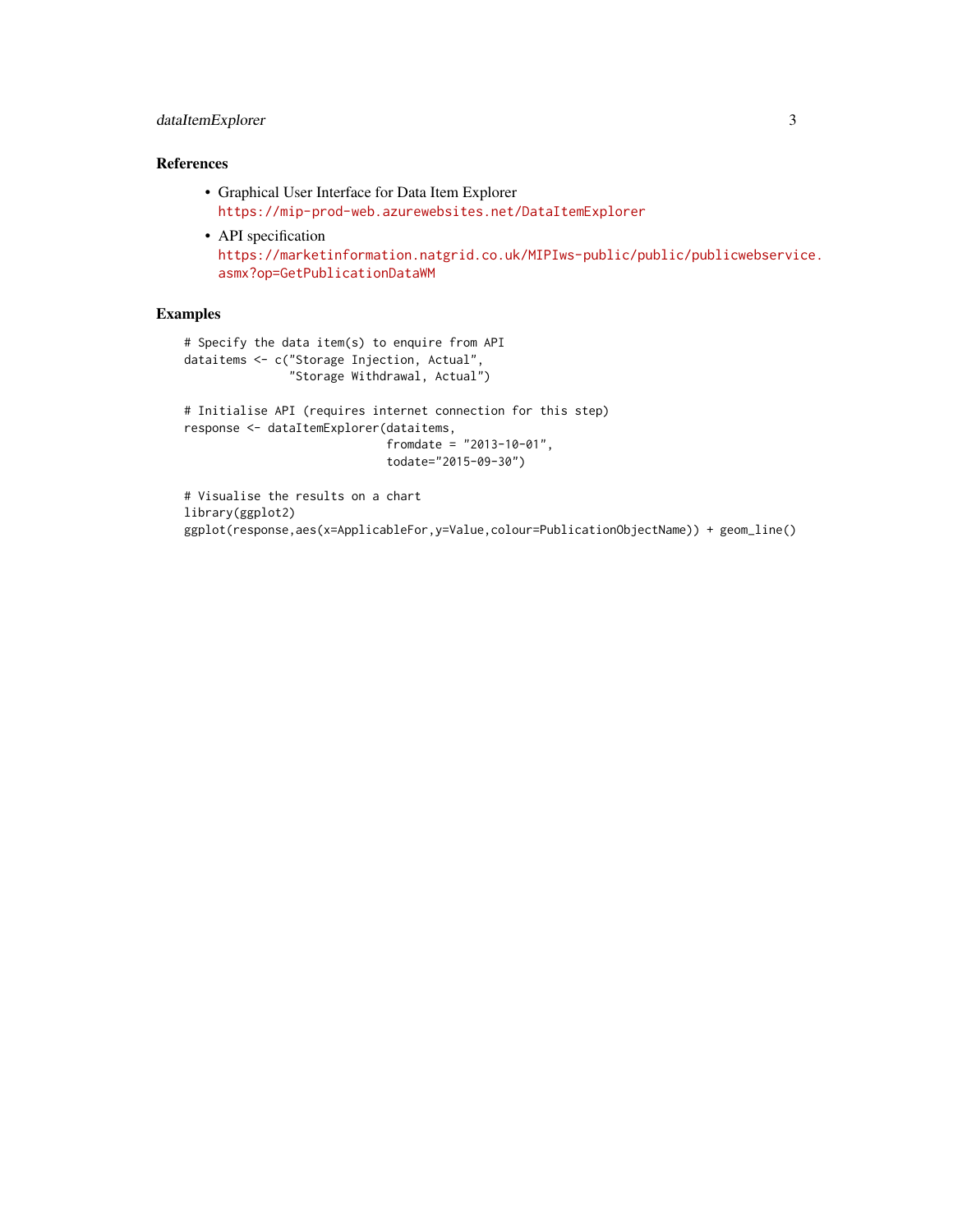## References

- Graphical User Interface for Data Item Explorer
  https://mip-prod-web.azurewebsites.net/DataItemExplorer
- API specification
  https://marketinformation.natgrid.co.uk/MIPIws-public/public/publicwebservice.asmx?op=GetPublicationDataWM

## Examples

```
# Specify the data item(s) to enquire from API
dataitems <- c("Storage Injection, Actual",
               "Storage Withdrawal, Actual")

# Initialise API (requires internet connection for this step)
response <- dataItemExplorer(dataitems,
                             fromdate = "2013-10-01",
                             todate="2015-09-30")

# Visualise the results on a chart
library(ggplot2)
ggplot(response,aes(x=ApplicableFor,y=Value,colour=PublicationObjectName)) + geom_line()
```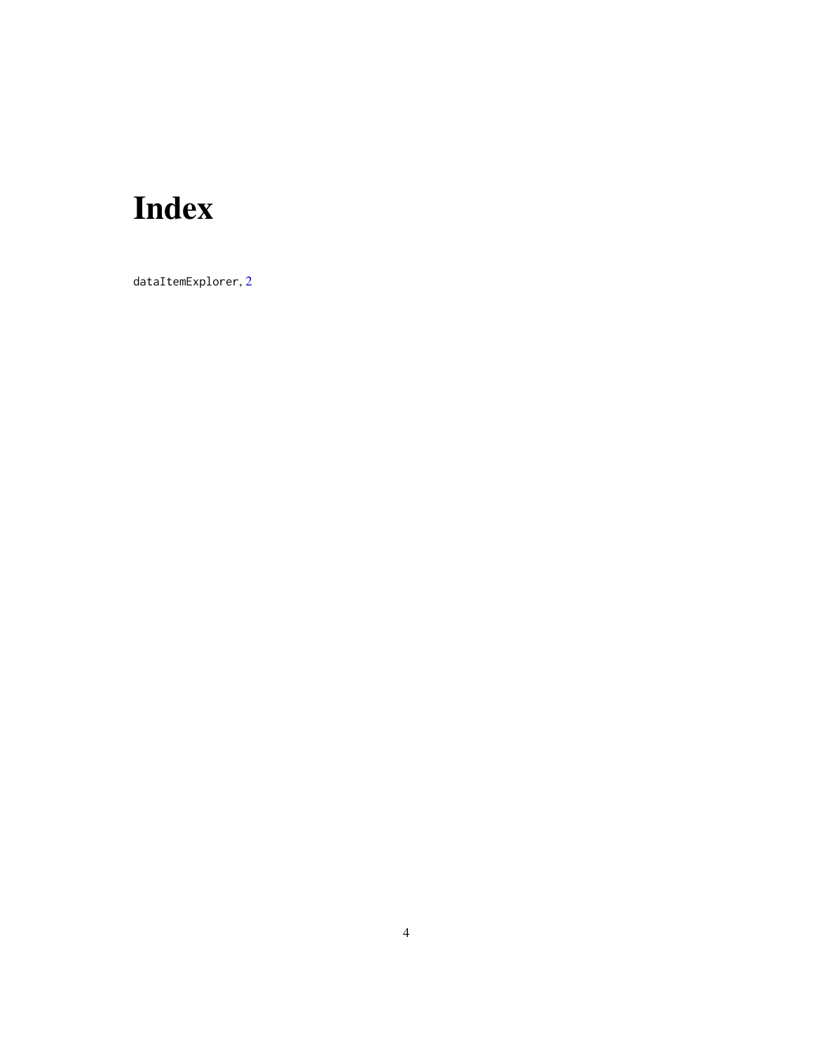# Index

dataItemExplorer, 2